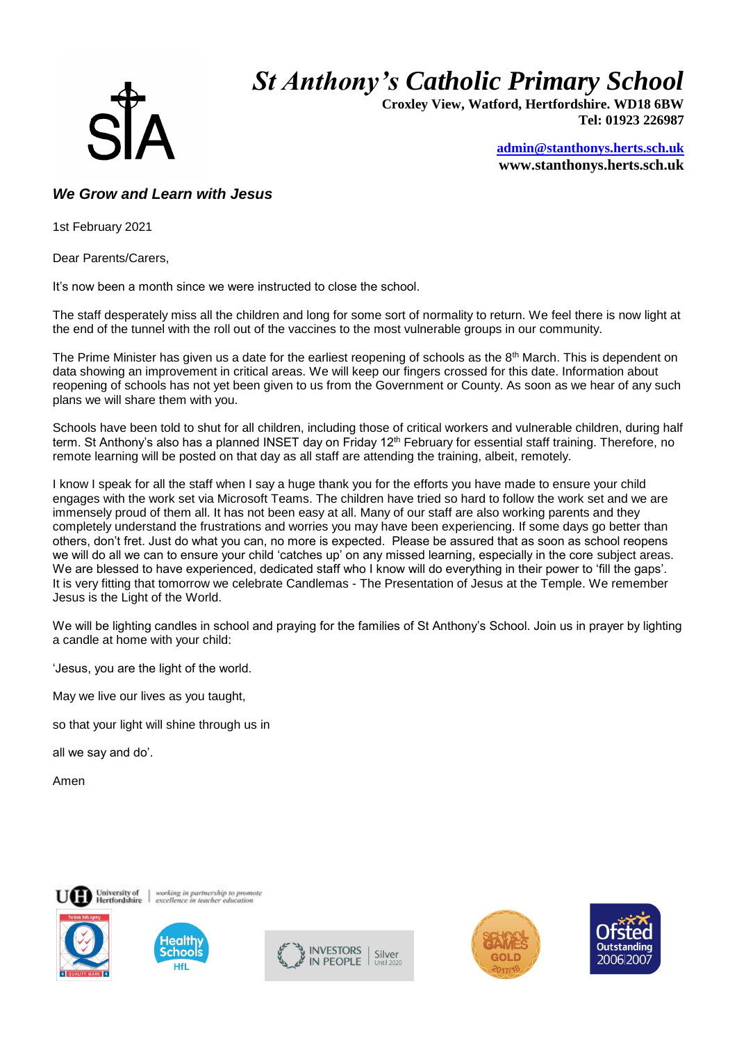# *St Anthony's Catholic Primary School*

**Croxley View, Watford, Hertfordshire. WD18 6BW**
**Tel: 01923 226987**

**admin@stanthonys.herts.sch.uk**
**www.stanthonys.herts.sch.uk**

***We Grow and Learn with Jesus***

1st February 2021

Dear Parents/Carers,

It's now been a month since we were instructed to close the school.

The staff desperately miss all the children and long for some sort of normality to return. We feel there is now light at the end of the tunnel with the roll out of the vaccines to the most vulnerable groups in our community.

The Prime Minister has given us a date for the earliest reopening of schools as the 8th March. This is dependent on data showing an improvement in critical areas. We will keep our fingers crossed for this date. Information about reopening of schools has not yet been given to us from the Government or County. As soon as we hear of any such plans we will share them with you.

Schools have been told to shut for all children, including those of critical workers and vulnerable children, during half term. St Anthony's also has a planned INSET day on Friday 12th February for essential staff training. Therefore, no remote learning will be posted on that day as all staff are attending the training, albeit, remotely.

I know I speak for all the staff when I say a huge thank you for the efforts you have made to ensure your child engages with the work set via Microsoft Teams. The children have tried so hard to follow the work set and we are immensely proud of them all. It has not been easy at all. Many of our staff are also working parents and they completely understand the frustrations and worries you may have been experiencing. If some days go better than others, don't fret. Just do what you can, no more is expected. Please be assured that as soon as school reopens we will do all we can to ensure your child 'catches up' on any missed learning, especially in the core subject areas. We are blessed to have experienced, dedicated staff who I know will do everything in their power to 'fill the gaps'. It is very fitting that tomorrow we celebrate Candlemas - The Presentation of Jesus at the Temple. We remember Jesus is the Light of the World.

We will be lighting candles in school and praying for the families of St Anthony's School. Join us in prayer by lighting a candle at home with your child:

'Jesus, you are the light of the world.

May we live our lives as you taught,

so that your light will shine through us in

all we say and do'.

Amen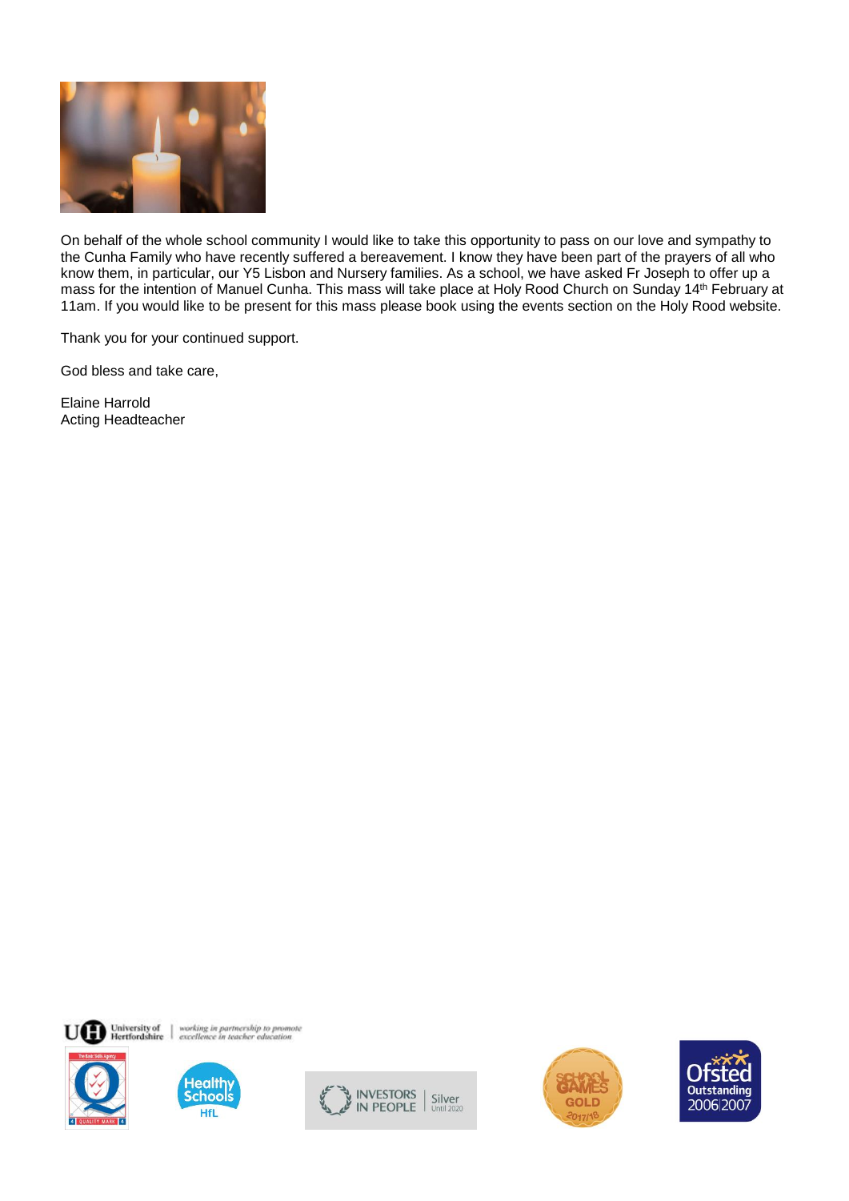On behalf of the whole school community I would like to take this opportunity to pass on our love and sympathy to the Cunha Family who have recently suffered a bereavement. I know they have been part of the prayers of all who know them, in particular, our Y5 Lisbon and Nursery families. As a school, we have asked Fr Joseph to offer up a mass for the intention of Manuel Cunha. This mass will take place at Holy Rood Church on Sunday 14th February at 11am. If you would like to be present for this mass please book using the events section on the Holy Rood website.

Thank you for your continued support.

God bless and take care,

Elaine Harrold
Acting Headteacher